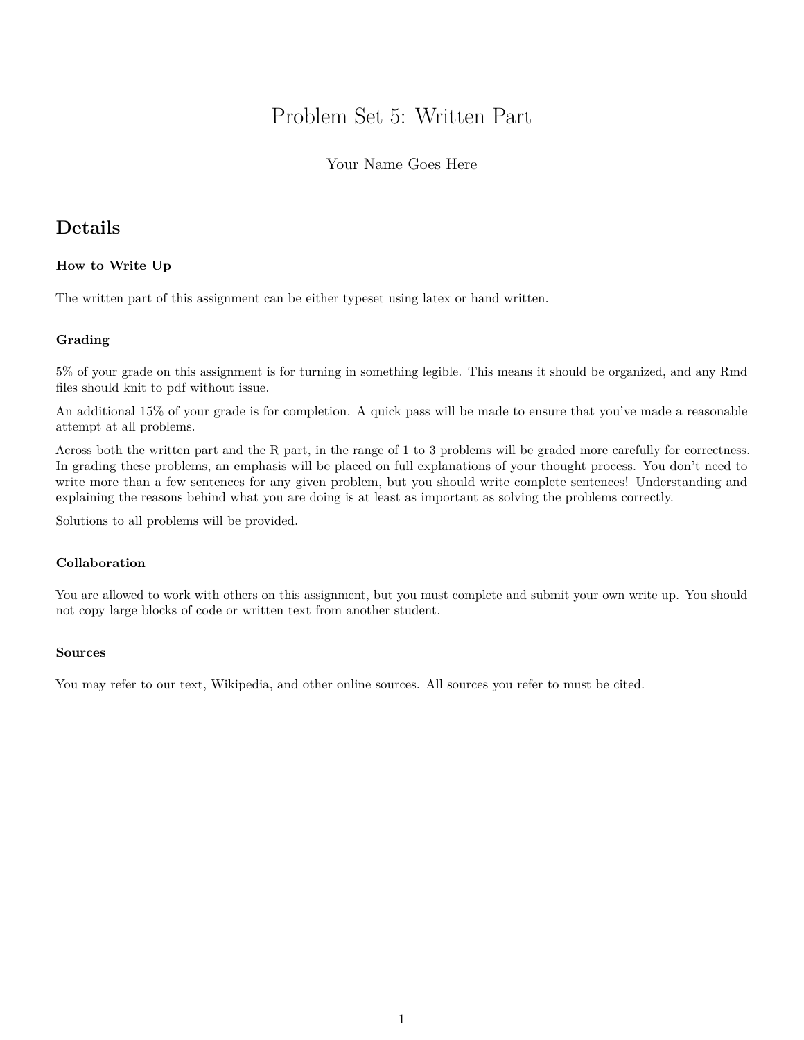# Problem Set 5: Written Part

Your Name Goes Here

## Details

#### How to Write Up

The written part of this assignment can be either typeset using latex or hand written.

#### Grading

5% of your grade on this assignment is for turning in something legible. This means it should be organized, and any Rmd files should knit to pdf without issue.

An additional 15% of your grade is for completion. A quick pass will be made to ensure that you've made a reasonable attempt at all problems.

Across both the written part and the R part, in the range of 1 to 3 problems will be graded more carefully for correctness. In grading these problems, an emphasis will be placed on full explanations of your thought process. You don't need to write more than a few sentences for any given problem, but you should write complete sentences! Understanding and explaining the reasons behind what you are doing is at least as important as solving the problems correctly.

Solutions to all problems will be provided.

#### Collaboration

You are allowed to work with others on this assignment, but you must complete and submit your own write up. You should not copy large blocks of code or written text from another student.

#### Sources

You may refer to our text, Wikipedia, and other online sources. All sources you refer to must be cited.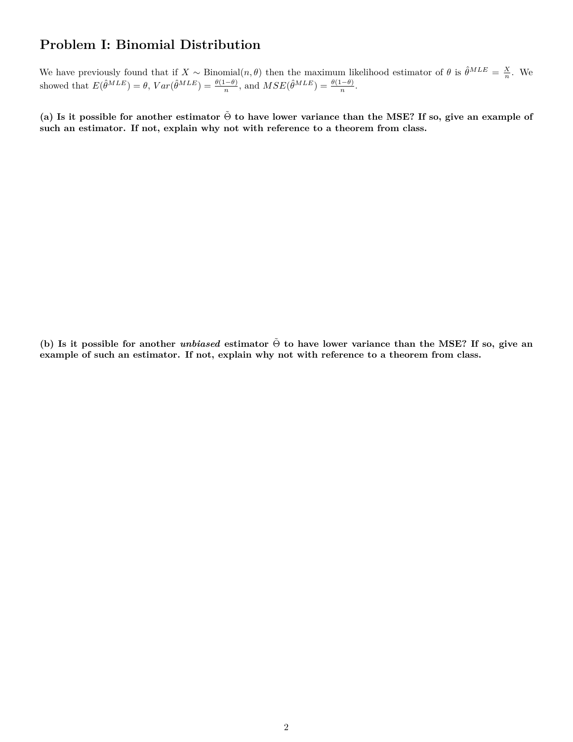## Problem I: Binomial Distribution

We have previously found that if $X \sim \text{Binomial}(n, \theta)$ then the maximum likelihood estimator of $\theta$ is $\hat{\theta}^{MLE} = \frac{X}{n}$. We showed that $E(\hat{\theta}^{MLE}) = \theta$, $Var(\hat{\theta}^{MLE}) = \frac{\theta(1-\theta)}{n}$, and $MSE(\hat{\theta}^{MLE}) = \frac{\theta(1-\theta)}{n}$.

**(a) Is it possible for another estimator $\tilde{\Theta}$ to have lower variance than the MSE? If so, give an example of such an estimator. If not, explain why not with reference to a theorem from class.**

**(b) Is it possible for another *unbiased* estimator $\tilde{\Theta}$ to have lower variance than the MSE? If so, give an example of such an estimator. If not, explain why not with reference to a theorem from class.**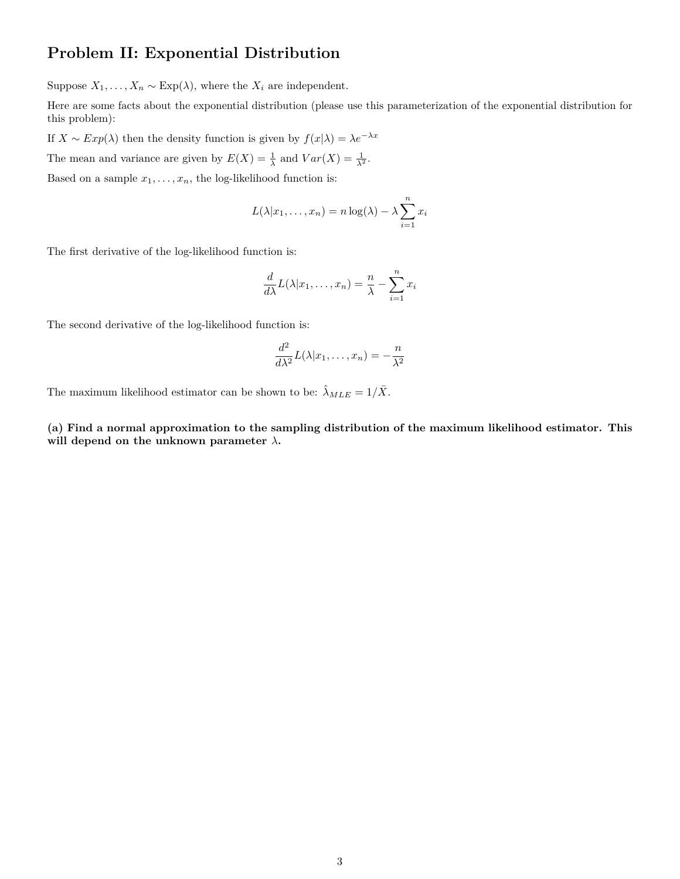# Problem II: Exponential Distribution

Suppose $X_1, \ldots, X_n \sim \text{Exp}(\lambda)$, where the $X_i$ are independent.

Here are some facts about the exponential distribution (please use this parameterization of the exponential distribution for this problem):

If $X \sim Exp(\lambda)$ then the density function is given by $f(x|\lambda) = \lambda e^{-\lambda x}$

The mean and variance are given by $E(X) = \frac{1}{\lambda}$ and $Var(X) = \frac{1}{\lambda^2}$.

Based on a sample $x_1, \ldots, x_n$, the log-likelihood function is:

$$L(\lambda|x_1, \ldots, x_n) = n \log(\lambda) - \lambda \sum_{i=1}^{n} x_i$$

The first derivative of the log-likelihood function is:

$$\frac{d}{d\lambda} L(\lambda|x_1, \ldots, x_n) = \frac{n}{\lambda} - \sum_{i=1}^{n} x_i$$

The second derivative of the log-likelihood function is:

$$\frac{d^2}{d\lambda^2} L(\lambda|x_1, \ldots, x_n) = -\frac{n}{\lambda^2}$$

The maximum likelihood estimator can be shown to be: $\hat{\lambda}_{MLE} = 1/\bar{X}$.

**(a) Find a normal approximation to the sampling distribution of the maximum likelihood estimator. This will depend on the unknown parameter $\lambda$.**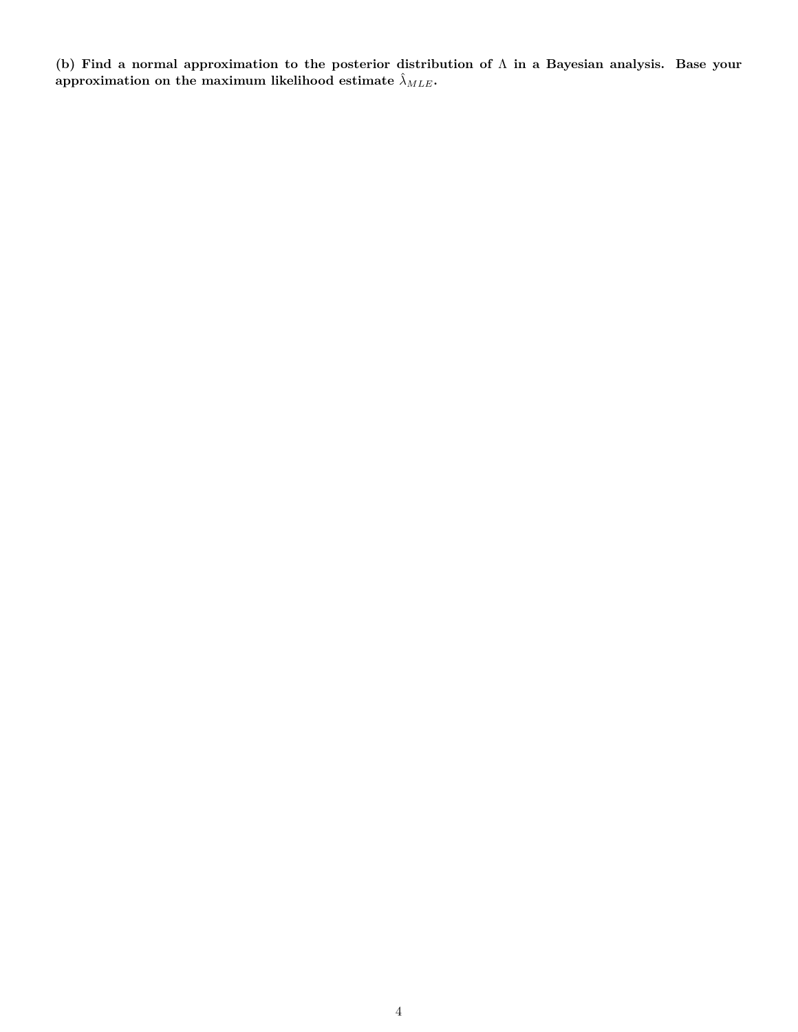**(b) Find a normal approximation to the posterior distribution of $\Lambda$ in a Bayesian analysis. Base your approximation on the maximum likelihood estimate $\hat{\lambda}_{MLE}$.**